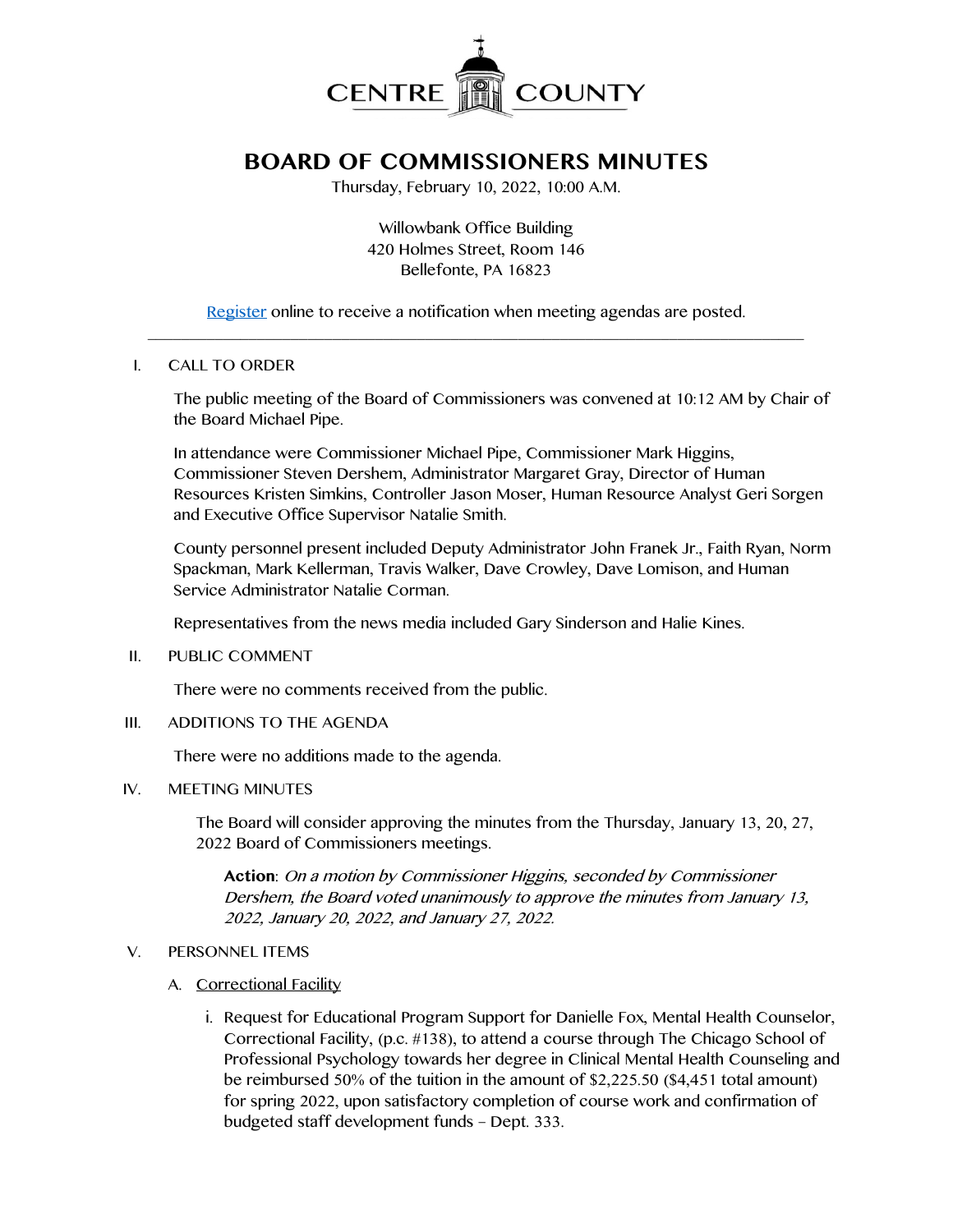CENTRE COUNTY

# BOARD OF COMMISSIONERS MINUTES

Thursday, February 10, 2022, 10:00 A.M.

Willowbank Office Building
420 Holmes Street, Room 146
Bellefonte, PA 16823

[Register] online to receive a notification when meeting agendas are posted.

---

I. CALL TO ORDER

The public meeting of the Board of Commissioners was convened at 10:12 AM by Chair of the Board Michael Pipe.

In attendance were Commissioner Michael Pipe, Commissioner Mark Higgins, Commissioner Steven Dershem, Administrator Margaret Gray, Director of Human Resources Kristen Simkins, Controller Jason Moser, Human Resource Analyst Geri Sorgen and Executive Office Supervisor Natalie Smith.

County personnel present included Deputy Administrator John Franek Jr., Faith Ryan, Norm Spackman, Mark Kellerman, Travis Walker, Dave Crowley, Dave Lomison, and Human Service Administrator Natalie Corman.

Representatives from the news media included Gary Sinderson and Halie Kines.

II. PUBLIC COMMENT

There were no comments received from the public.

III. ADDITIONS TO THE AGENDA

There were no additions made to the agenda.

IV. MEETING MINUTES

The Board will consider approving the minutes from the Thursday, January 13, 20, 27, 2022 Board of Commissioners meetings.

**Action**: *On a motion by Commissioner Higgins, seconded by Commissioner Dershem, the Board voted unanimously to approve the minutes from January 13, 2022, January 20, 2022, and January 27, 2022.*

V. PERSONNEL ITEMS

A. Correctional Facility

i. Request for Educational Program Support for Danielle Fox, Mental Health Counselor, Correctional Facility, (p.c. #138), to attend a course through The Chicago School of Professional Psychology towards her degree in Clinical Mental Health Counseling and be reimbursed 50% of the tuition in the amount of $2,225.50 ($4,451 total amount) for spring 2022, upon satisfactory completion of course work and confirmation of budgeted staff development funds – Dept. 333.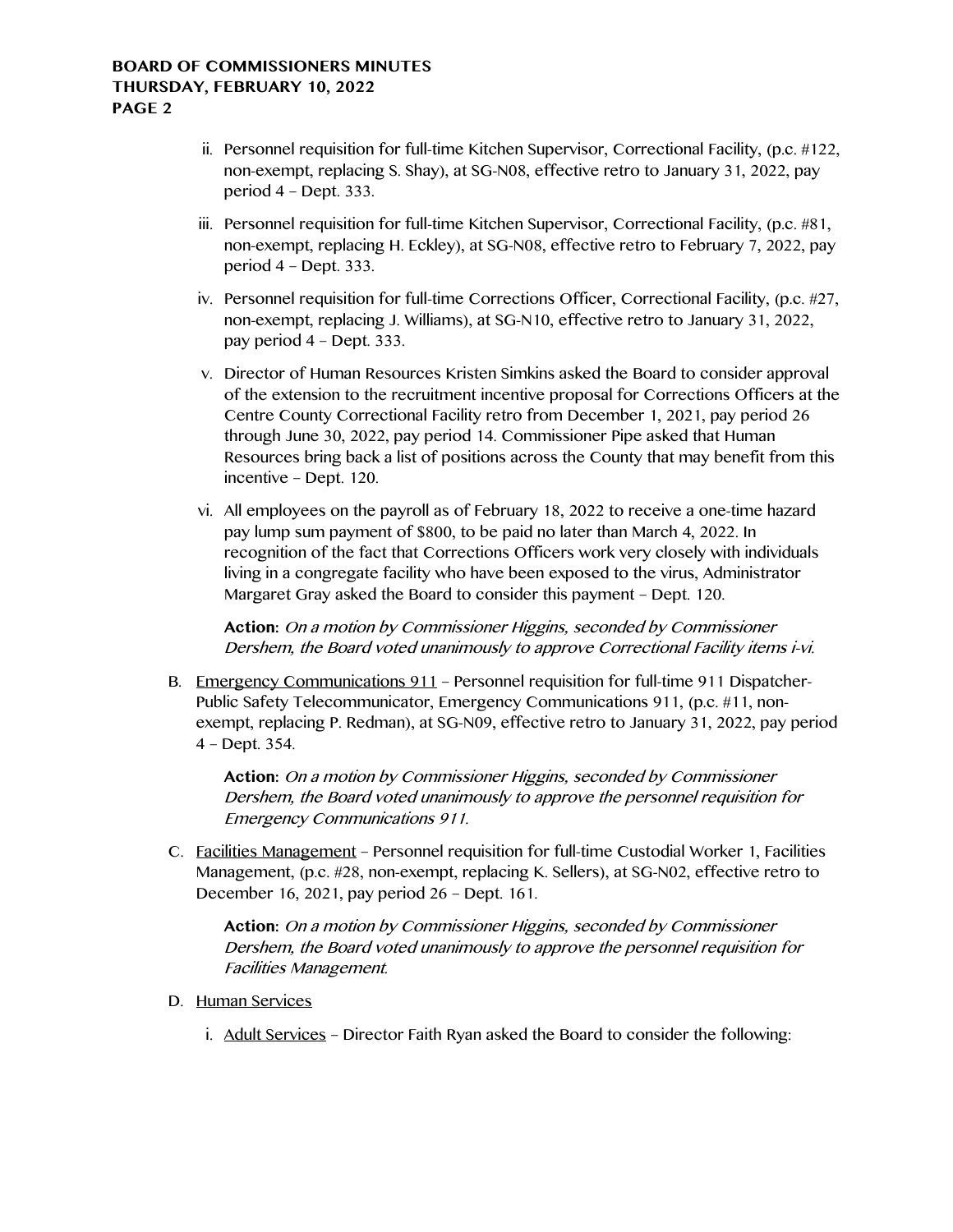ii. Personnel requisition for full-time Kitchen Supervisor, Correctional Facility, (p.c. #122, non-exempt, replacing S. Shay), at SG-N08, effective retro to January 31, 2022, pay period 4 – Dept. 333.

iii. Personnel requisition for full-time Kitchen Supervisor, Correctional Facility, (p.c. #81, non-exempt, replacing H. Eckley), at SG-N08, effective retro to February 7, 2022, pay period 4 – Dept. 333.

iv. Personnel requisition for full-time Corrections Officer, Correctional Facility, (p.c. #27, non-exempt, replacing J. Williams), at SG-N10, effective retro to January 31, 2022, pay period 4 – Dept. 333.

v. Director of Human Resources Kristen Simkins asked the Board to consider approval of the extension to the recruitment incentive proposal for Corrections Officers at the Centre County Correctional Facility retro from December 1, 2021, pay period 26 through June 30, 2022, pay period 14. Commissioner Pipe asked that Human Resources bring back a list of positions across the County that may benefit from this incentive – Dept. 120.

vi. All employees on the payroll as of February 18, 2022 to receive a one-time hazard pay lump sum payment of $800, to be paid no later than March 4, 2022. In recognition of the fact that Corrections Officers work very closely with individuals living in a congregate facility who have been exposed to the virus, Administrator Margaret Gray asked the Board to consider this payment – Dept. 120.

**Action:** *On a motion by Commissioner Higgins, seconded by Commissioner Dershem, the Board voted unanimously to approve Correctional Facility items i-vi.*

B. Emergency Communications 911 – Personnel requisition for full-time 911 Dispatcher-Public Safety Telecommunicator, Emergency Communications 911, (p.c. #11, non-exempt, replacing P. Redman), at SG-N09, effective retro to January 31, 2022, pay period 4 – Dept. 354.

**Action:** *On a motion by Commissioner Higgins, seconded by Commissioner Dershem, the Board voted unanimously to approve the personnel requisition for Emergency Communications 911.*

C. Facilities Management – Personnel requisition for full-time Custodial Worker 1, Facilities Management, (p.c. #28, non-exempt, replacing K. Sellers), at SG-N02, effective retro to December 16, 2021, pay period 26 – Dept. 161.

**Action:** *On a motion by Commissioner Higgins, seconded by Commissioner Dershem, the Board voted unanimously to approve the personnel requisition for Facilities Management.*

D. Human Services

i. Adult Services – Director Faith Ryan asked the Board to consider the following: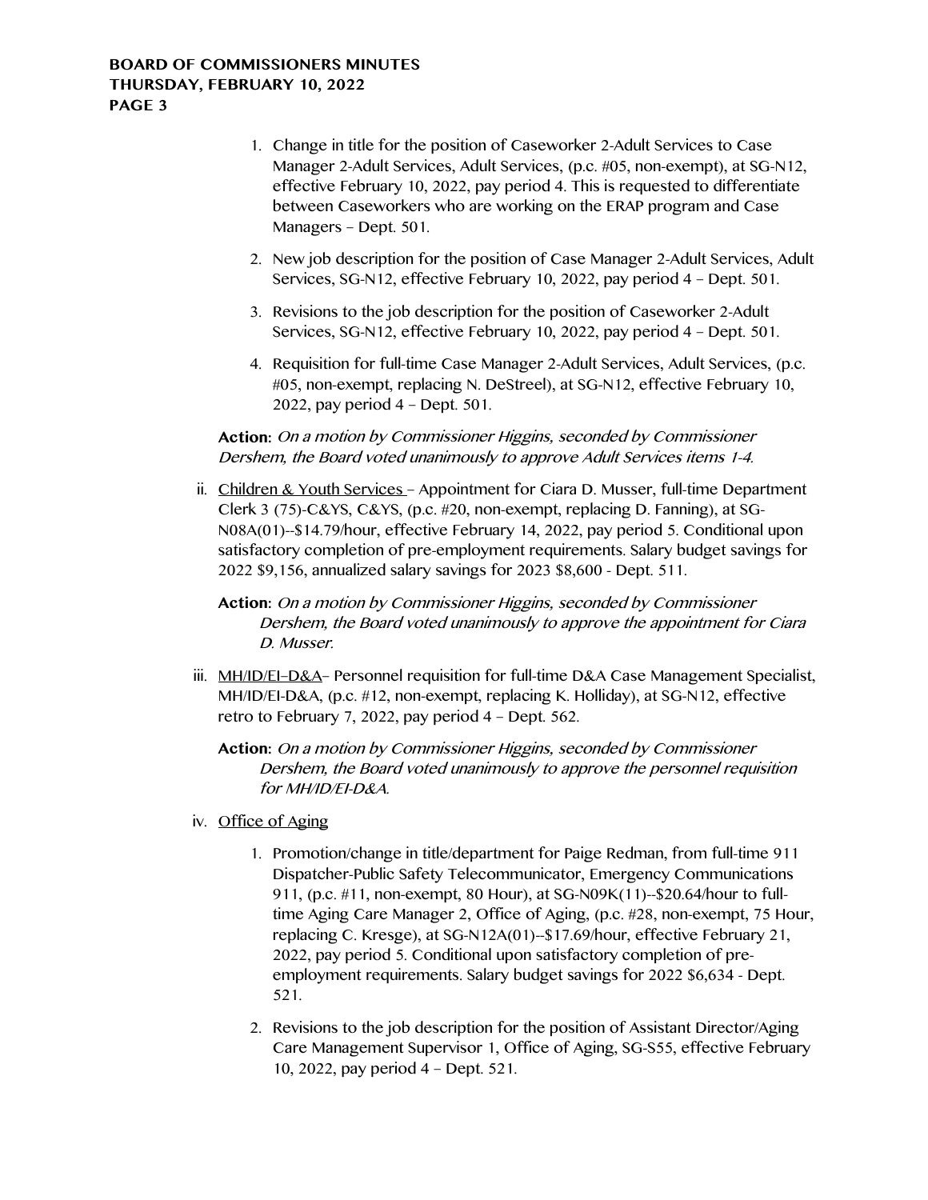1. Change in title for the position of Caseworker 2-Adult Services to Case Manager 2-Adult Services, Adult Services, (p.c. #05, non-exempt), at SG-N12, effective February 10, 2022, pay period 4. This is requested to differentiate between Caseworkers who are working on the ERAP program and Case Managers – Dept. 501.

2. New job description for the position of Case Manager 2-Adult Services, Adult Services, SG-N12, effective February 10, 2022, pay period 4 – Dept. 501.

3. Revisions to the job description for the position of Caseworker 2-Adult Services, SG-N12, effective February 10, 2022, pay period 4 – Dept. 501.

4. Requisition for full-time Case Manager 2-Adult Services, Adult Services, (p.c. #05, non-exempt, replacing N. DeStreel), at SG-N12, effective February 10, 2022, pay period 4 – Dept. 501.

**Action:** *On a motion by Commissioner Higgins, seconded by Commissioner Dershem, the Board voted unanimously to approve Adult Services items 1-4.*

ii. Children & Youth Services – Appointment for Ciara D. Musser, full-time Department Clerk 3 (75)-C&YS, C&YS, (p.c. #20, non-exempt, replacing D. Fanning), at SG-N08A(01)--$14.79/hour, effective February 14, 2022, pay period 5. Conditional upon satisfactory completion of pre-employment requirements. Salary budget savings for 2022 $9,156, annualized salary savings for 2023 $8,600 - Dept. 511.

**Action:** *On a motion by Commissioner Higgins, seconded by Commissioner Dershem, the Board voted unanimously to approve the appointment for Ciara D. Musser.*

iii. MH/ID/EI–D&A– Personnel requisition for full-time D&A Case Management Specialist, MH/ID/EI-D&A, (p.c. #12, non-exempt, replacing K. Holliday), at SG-N12, effective retro to February 7, 2022, pay period 4 – Dept. 562.

**Action:** *On a motion by Commissioner Higgins, seconded by Commissioner Dershem, the Board voted unanimously to approve the personnel requisition for MH/ID/EI-D&A.*

iv. Office of Aging

1. Promotion/change in title/department for Paige Redman, from full-time 911 Dispatcher-Public Safety Telecommunicator, Emergency Communications 911, (p.c. #11, non-exempt, 80 Hour), at SG-N09K(11)--$20.64/hour to full-time Aging Care Manager 2, Office of Aging, (p.c. #28, non-exempt, 75 Hour, replacing C. Kresge), at SG-N12A(01)--$17.69/hour, effective February 21, 2022, pay period 5. Conditional upon satisfactory completion of pre-employment requirements. Salary budget savings for 2022 $6,634 - Dept. 521.

2. Revisions to the job description for the position of Assistant Director/Aging Care Management Supervisor 1, Office of Aging, SG-S55, effective February 10, 2022, pay period 4 – Dept. 521.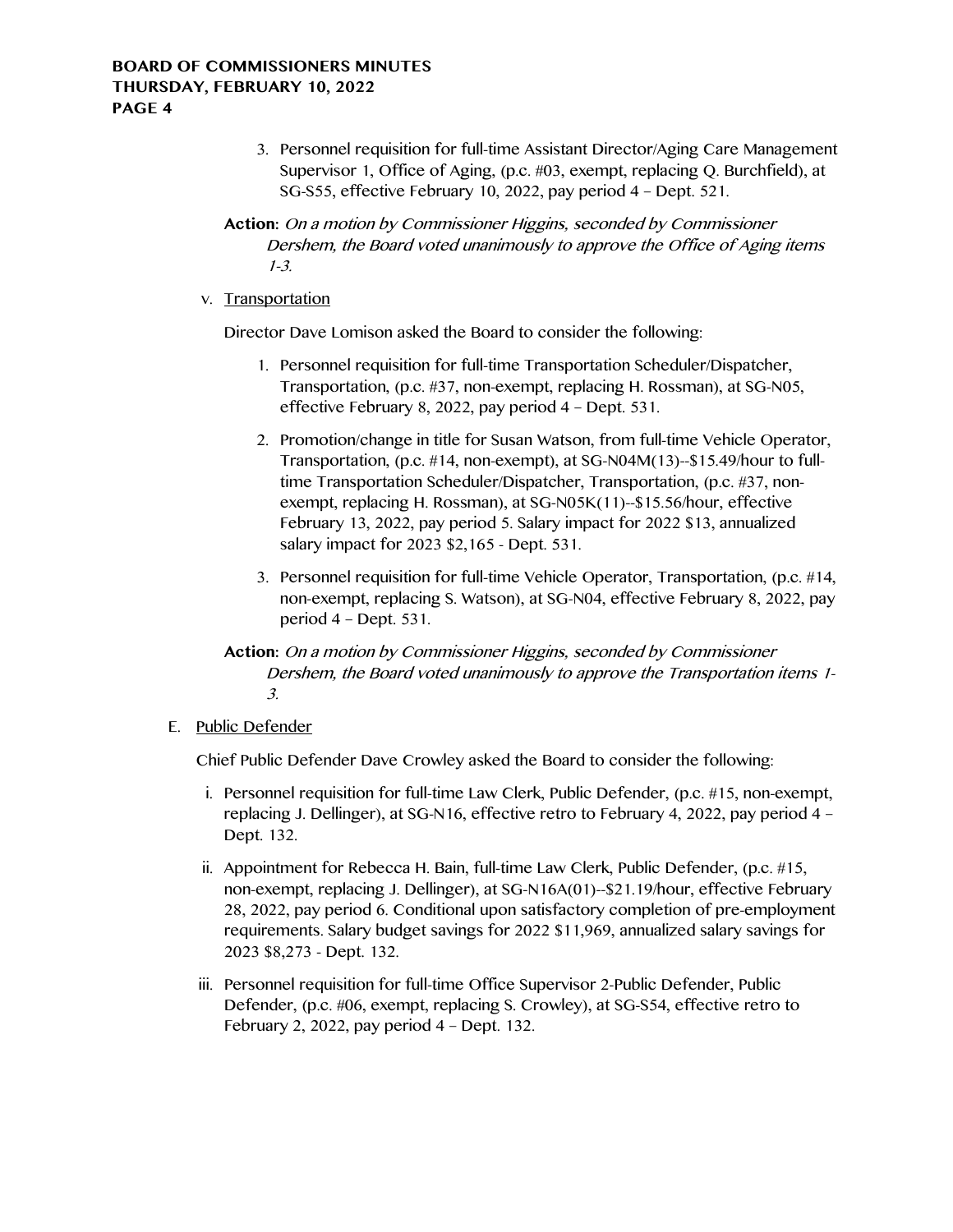3. Personnel requisition for full-time Assistant Director/Aging Care Management Supervisor 1, Office of Aging, (p.c. #03, exempt, replacing Q. Burchfield), at SG-S55, effective February 10, 2022, pay period 4 – Dept. 521.

**Action:** *On a motion by Commissioner Higgins, seconded by Commissioner Dershem, the Board voted unanimously to approve the Office of Aging items 1-3.*

v. Transportation

Director Dave Lomison asked the Board to consider the following:

1. Personnel requisition for full-time Transportation Scheduler/Dispatcher, Transportation, (p.c. #37, non-exempt, replacing H. Rossman), at SG-N05, effective February 8, 2022, pay period 4 – Dept. 531.
2. Promotion/change in title for Susan Watson, from full-time Vehicle Operator, Transportation, (p.c. #14, non-exempt), at SG-N04M(13)--$15.49/hour to full-time Transportation Scheduler/Dispatcher, Transportation, (p.c. #37, non-exempt, replacing H. Rossman), at SG-N05K(11)--$15.56/hour, effective February 13, 2022, pay period 5. Salary impact for 2022 $13, annualized salary impact for 2023 $2,165 - Dept. 531.
3. Personnel requisition for full-time Vehicle Operator, Transportation, (p.c. #14, non-exempt, replacing S. Watson), at SG-N04, effective February 8, 2022, pay period 4 – Dept. 531.

**Action:** *On a motion by Commissioner Higgins, seconded by Commissioner Dershem, the Board voted unanimously to approve the Transportation items 1-3.*

E. Public Defender

Chief Public Defender Dave Crowley asked the Board to consider the following:

i. Personnel requisition for full-time Law Clerk, Public Defender, (p.c. #15, non-exempt, replacing J. Dellinger), at SG-N16, effective retro to February 4, 2022, pay period 4 – Dept. 132.

ii. Appointment for Rebecca H. Bain, full-time Law Clerk, Public Defender, (p.c. #15, non-exempt, replacing J. Dellinger), at SG-N16A(01)--$21.19/hour, effective February 28, 2022, pay period 6. Conditional upon satisfactory completion of pre-employment requirements. Salary budget savings for 2022 $11,969, annualized salary savings for 2023 $8,273 - Dept. 132.

iii. Personnel requisition for full-time Office Supervisor 2-Public Defender, Public Defender, (p.c. #06, exempt, replacing S. Crowley), at SG-S54, effective retro to February 2, 2022, pay period 4 – Dept. 132.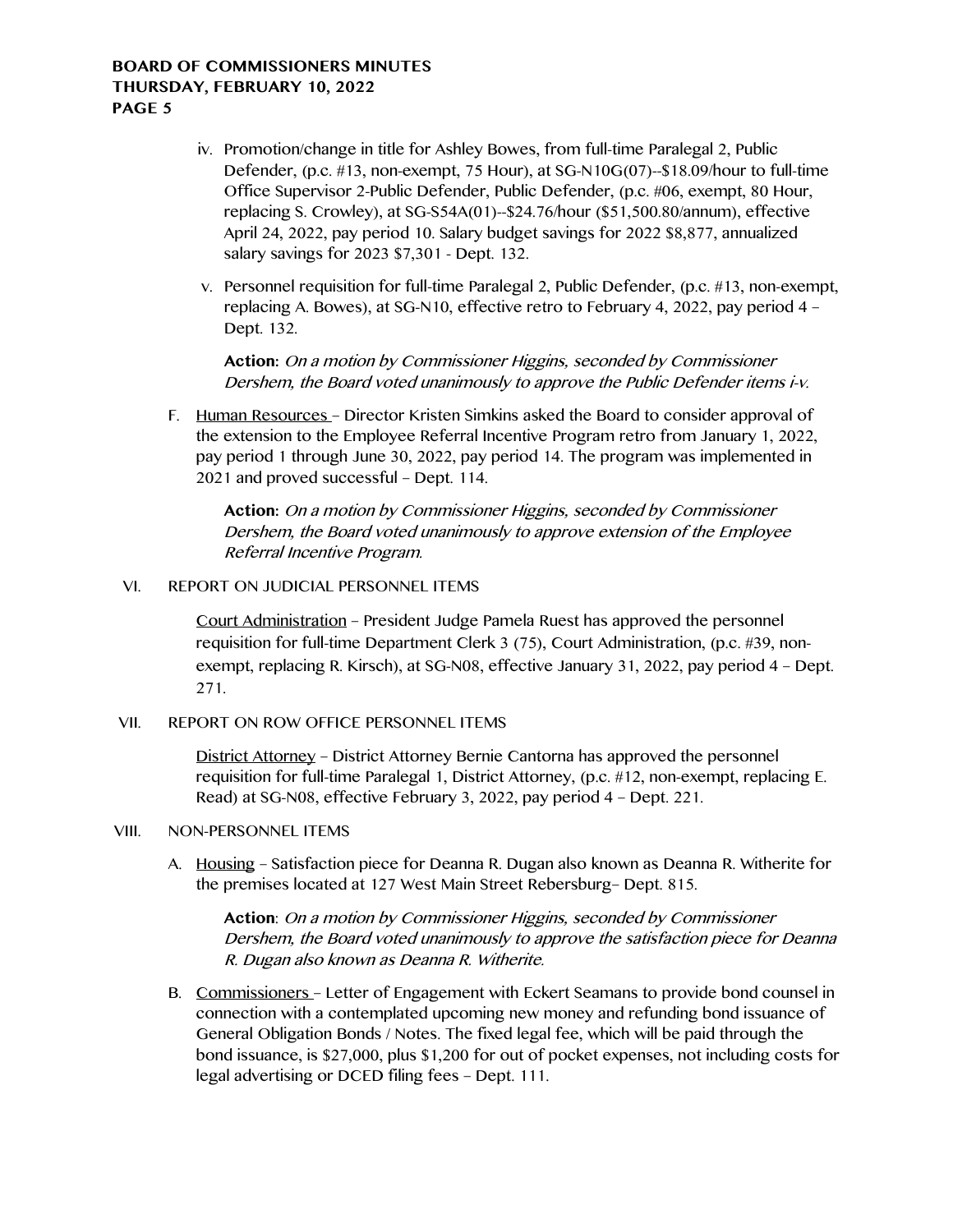iv. Promotion/change in title for Ashley Bowes, from full-time Paralegal 2, Public Defender, (p.c. #13, non-exempt, 75 Hour), at SG-N10G(07)--$18.09/hour to full-time Office Supervisor 2-Public Defender, Public Defender, (p.c. #06, exempt, 80 Hour, replacing S. Crowley), at SG-S54A(01)--$24.76/hour ($51,500.80/annum), effective April 24, 2022, pay period 10. Salary budget savings for 2022 $8,877, annualized salary savings for 2023 $7,301 - Dept. 132.

v. Personnel requisition for full-time Paralegal 2, Public Defender, (p.c. #13, non-exempt, replacing A. Bowes), at SG-N10, effective retro to February 4, 2022, pay period 4 – Dept. 132.

**Action:** *On a motion by Commissioner Higgins, seconded by Commissioner Dershem, the Board voted unanimously to approve the Public Defender items i-v.*

F. Human Resources – Director Kristen Simkins asked the Board to consider approval of the extension to the Employee Referral Incentive Program retro from January 1, 2022, pay period 1 through June 30, 2022, pay period 14. The program was implemented in 2021 and proved successful – Dept. 114.

**Action:** *On a motion by Commissioner Higgins, seconded by Commissioner Dershem, the Board voted unanimously to approve extension of the Employee Referral Incentive Program.*

VI. REPORT ON JUDICIAL PERSONNEL ITEMS

Court Administration – President Judge Pamela Ruest has approved the personnel requisition for full-time Department Clerk 3 (75), Court Administration, (p.c. #39, non-exempt, replacing R. Kirsch), at SG-N08, effective January 31, 2022, pay period 4 – Dept. 271.

VII. REPORT ON ROW OFFICE PERSONNEL ITEMS

District Attorney – District Attorney Bernie Cantorna has approved the personnel requisition for full-time Paralegal 1, District Attorney, (p.c. #12, non-exempt, replacing E. Read) at SG-N08, effective February 3, 2022, pay period 4 – Dept. 221.

VIII. NON-PERSONNEL ITEMS

A. Housing – Satisfaction piece for Deanna R. Dugan also known as Deanna R. Witherite for the premises located at 127 West Main Street Rebersburg– Dept. 815.

**Action**: *On a motion by Commissioner Higgins, seconded by Commissioner Dershem, the Board voted unanimously to approve the satisfaction piece for Deanna R. Dugan also known as Deanna R. Witherite.*

B. Commissioners – Letter of Engagement with Eckert Seamans to provide bond counsel in connection with a contemplated upcoming new money and refunding bond issuance of General Obligation Bonds / Notes. The fixed legal fee, which will be paid through the bond issuance, is $27,000, plus $1,200 for out of pocket expenses, not including costs for legal advertising or DCED filing fees – Dept. 111.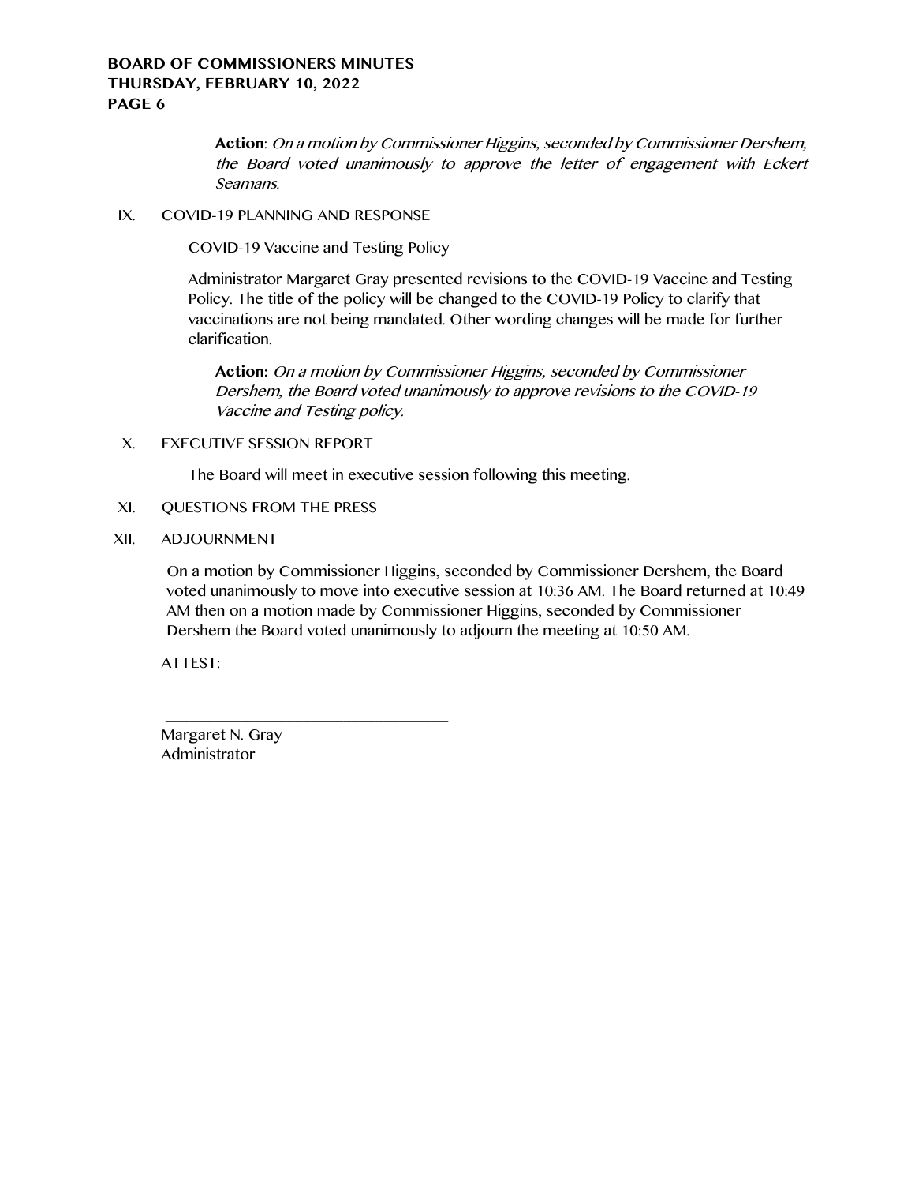**Action**: *On a motion by Commissioner Higgins, seconded by Commissioner Dershem, the Board voted unanimously to approve the letter of engagement with Eckert Seamans.*

IX. COVID-19 PLANNING AND RESPONSE

COVID-19 Vaccine and Testing Policy

Administrator Margaret Gray presented revisions to the COVID-19 Vaccine and Testing Policy. The title of the policy will be changed to the COVID-19 Policy to clarify that vaccinations are not being mandated. Other wording changes will be made for further clarification.

**Action:** *On a motion by Commissioner Higgins, seconded by Commissioner Dershem, the Board voted unanimously to approve revisions to the COVID-19 Vaccine and Testing policy.*

X. EXECUTIVE SESSION REPORT

The Board will meet in executive session following this meeting.

XI. QUESTIONS FROM THE PRESS

XII. ADJOURNMENT

On a motion by Commissioner Higgins, seconded by Commissioner Dershem, the Board voted unanimously to move into executive session at 10:36 AM. The Board returned at 10:49 AM then on a motion made by Commissioner Higgins, seconded by Commissioner Dershem the Board voted unanimously to adjourn the meeting at 10:50 AM.

ATTEST:

\_\_\_\_\_\_\_\_\_\_\_\_\_\_\_\_\_\_\_\_\_\_\_\_\_\_\_\_\_\_\_\_\_\_

Margaret N. Gray
Administrator